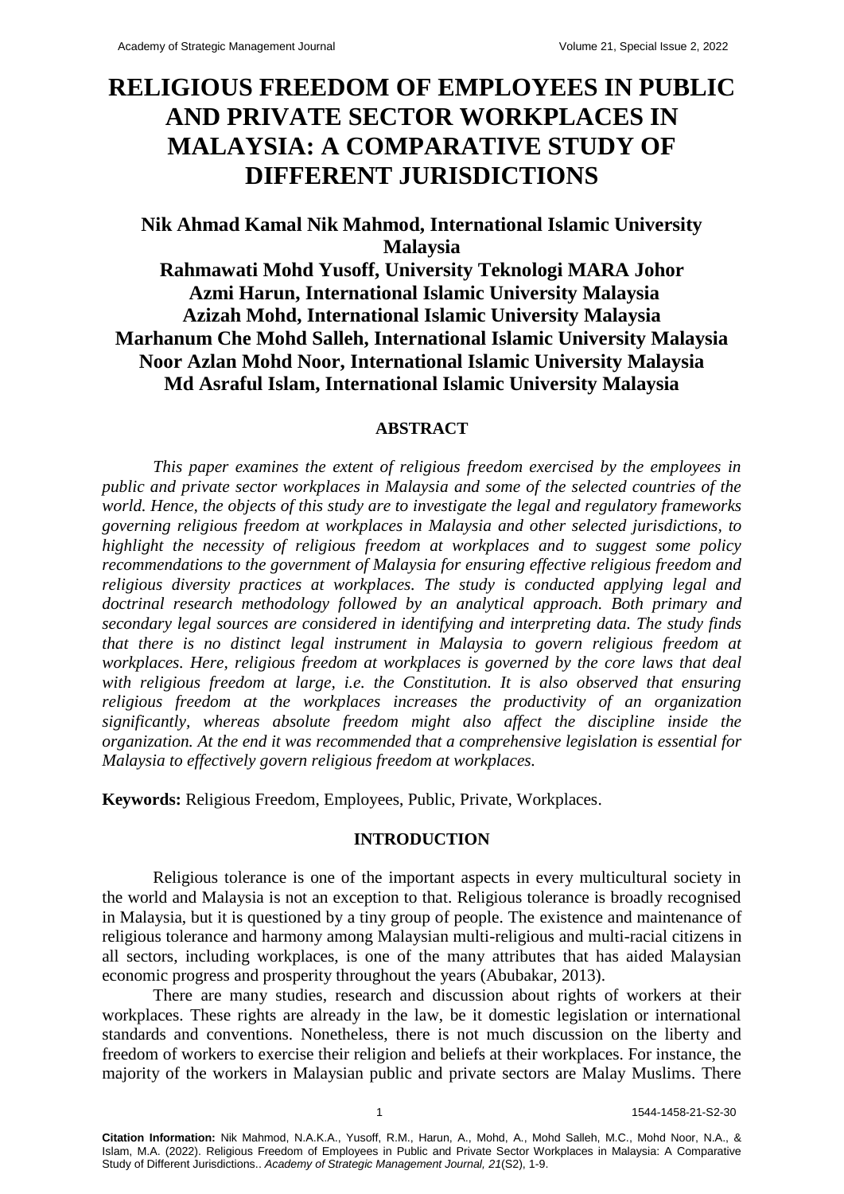# RELIGIOUS FREEDOM OF EMPLOYEES IN PUBLIC AND PRIVATE SECTOR WORKPLACES IN MALAYSIA: A COMPARATIVE STUDY OF DIFFERENT JURISDICTIONS

**Nik Ahmad Kamal Nik Mahmod, International Islamic University Malaysia**
**Rahmawati Mohd Yusoff, University Teknologi MARA Johor**
**Azmi Harun, International Islamic University Malaysia**
**Azizah Mohd, International Islamic University Malaysia**
**Marhanum Che Mohd Salleh, International Islamic University Malaysia**
**Noor Azlan Mohd Noor, International Islamic University Malaysia**
**Md Asraful Islam, International Islamic University Malaysia**

## ABSTRACT

*This paper examines the extent of religious freedom exercised by the employees in public and private sector workplaces in Malaysia and some of the selected countries of the world. Hence, the objects of this study are to investigate the legal and regulatory frameworks governing religious freedom at workplaces in Malaysia and other selected jurisdictions, to highlight the necessity of religious freedom at workplaces and to suggest some policy recommendations to the government of Malaysia for ensuring effective religious freedom and religious diversity practices at workplaces. The study is conducted applying legal and doctrinal research methodology followed by an analytical approach. Both primary and secondary legal sources are considered in identifying and interpreting data. The study finds that there is no distinct legal instrument in Malaysia to govern religious freedom at workplaces. Here, religious freedom at workplaces is governed by the core laws that deal with religious freedom at large, i.e. the Constitution. It is also observed that ensuring religious freedom at the workplaces increases the productivity of an organization significantly, whereas absolute freedom might also affect the discipline inside the organization. At the end it was recommended that a comprehensive legislation is essential for Malaysia to effectively govern religious freedom at workplaces.*

**Keywords:** Religious Freedom, Employees, Public, Private, Workplaces.

## INTRODUCTION

Religious tolerance is one of the important aspects in every multicultural society in the world and Malaysia is not an exception to that. Religious tolerance is broadly recognised in Malaysia, but it is questioned by a tiny group of people. The existence and maintenance of religious tolerance and harmony among Malaysian multi-religious and multi-racial citizens in all sectors, including workplaces, is one of the many attributes that has aided Malaysian economic progress and prosperity throughout the years (Abubakar, 2013).

There are many studies, research and discussion about rights of workers at their workplaces. These rights are already in the law, be it domestic legislation or international standards and conventions. Nonetheless, there is not much discussion on the liberty and freedom of workers to exercise their religion and beliefs at their workplaces. For instance, the majority of the workers in Malaysian public and private sectors are Malay Muslims. There

**Citation Information:** Nik Mahmod, N.A.K.A., Yusoff, R.M., Harun, A., Mohd, A., Mohd Salleh, M.C., Mohd Noor, N.A., & Islam, M.A. (2022). Religious Freedom of Employees in Public and Private Sector Workplaces in Malaysia: A Comparative Study of Different Jurisdictions.. *Academy of Strategic Management Journal, 21*(S2), 1-9.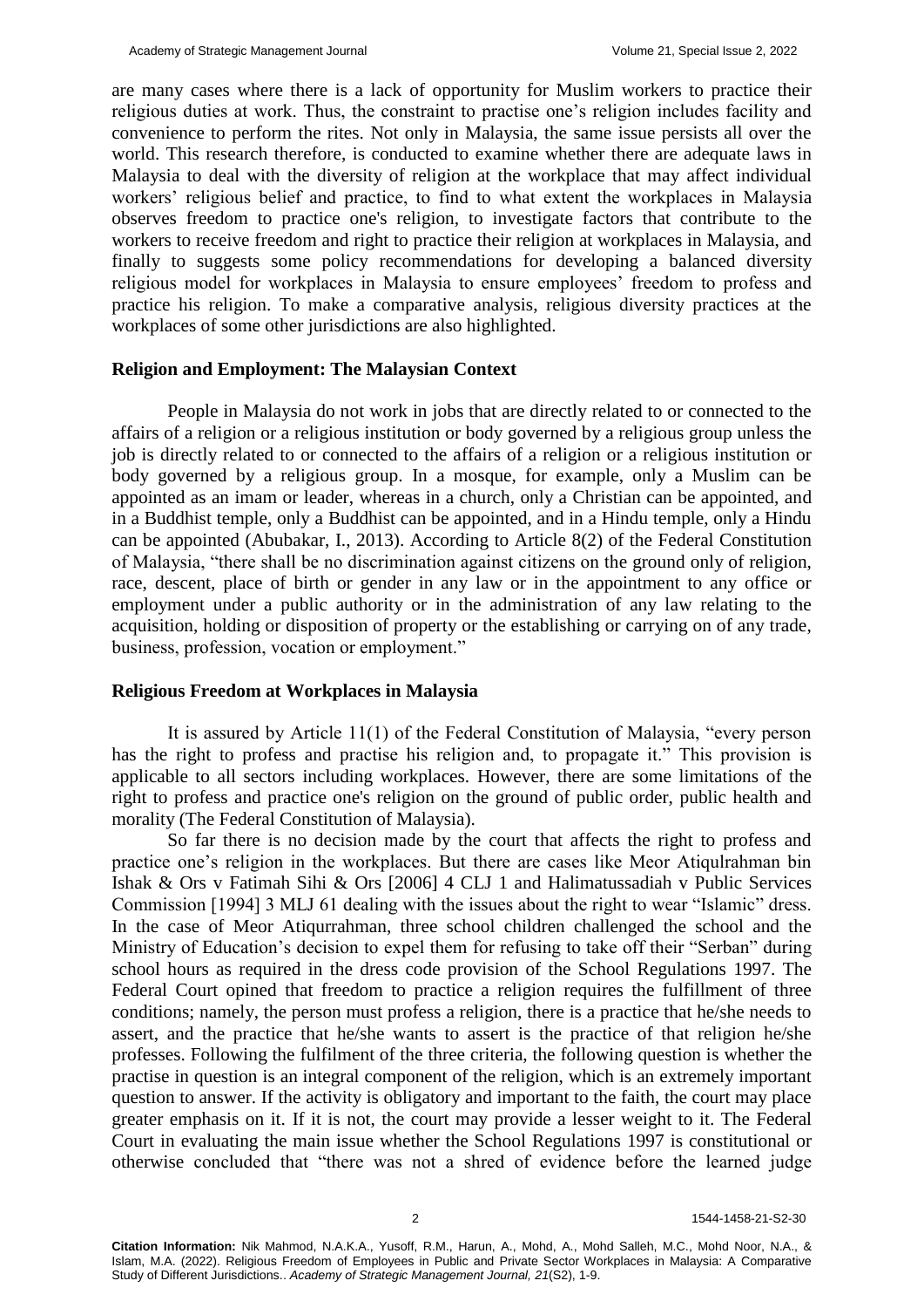are many cases where there is a lack of opportunity for Muslim workers to practice their religious duties at work. Thus, the constraint to practise one's religion includes facility and convenience to perform the rites. Not only in Malaysia, the same issue persists all over the world. This research therefore, is conducted to examine whether there are adequate laws in Malaysia to deal with the diversity of religion at the workplace that may affect individual workers' religious belief and practice, to find to what extent the workplaces in Malaysia observes freedom to practice one's religion, to investigate factors that contribute to the workers to receive freedom and right to practice their religion at workplaces in Malaysia, and finally to suggests some policy recommendations for developing a balanced diversity religious model for workplaces in Malaysia to ensure employees' freedom to profess and practice his religion. To make a comparative analysis, religious diversity practices at the workplaces of some other jurisdictions are also highlighted.

## Religion and Employment: The Malaysian Context

People in Malaysia do not work in jobs that are directly related to or connected to the affairs of a religion or a religious institution or body governed by a religious group unless the job is directly related to or connected to the affairs of a religion or a religious institution or body governed by a religious group. In a mosque, for example, only a Muslim can be appointed as an imam or leader, whereas in a church, only a Christian can be appointed, and in a Buddhist temple, only a Buddhist can be appointed, and in a Hindu temple, only a Hindu can be appointed (Abubakar, I., 2013). According to Article 8(2) of the Federal Constitution of Malaysia, "there shall be no discrimination against citizens on the ground only of religion, race, descent, place of birth or gender in any law or in the appointment to any office or employment under a public authority or in the administration of any law relating to the acquisition, holding or disposition of property or the establishing or carrying on of any trade, business, profession, vocation or employment."

## Religious Freedom at Workplaces in Malaysia

It is assured by Article 11(1) of the Federal Constitution of Malaysia, "every person has the right to profess and practise his religion and, to propagate it." This provision is applicable to all sectors including workplaces. However, there are some limitations of the right to profess and practice one's religion on the ground of public order, public health and morality (The Federal Constitution of Malaysia).

So far there is no decision made by the court that affects the right to profess and practice one's religion in the workplaces. But there are cases like Meor Atiqulrahman bin Ishak & Ors v Fatimah Sihi & Ors [2006] 4 CLJ 1 and Halimatussadiah v Public Services Commission [1994] 3 MLJ 61 dealing with the issues about the right to wear "Islamic" dress. In the case of Meor Atiqurrahman, three school children challenged the school and the Ministry of Education's decision to expel them for refusing to take off their "Serban" during school hours as required in the dress code provision of the School Regulations 1997. The Federal Court opined that freedom to practice a religion requires the fulfillment of three conditions; namely, the person must profess a religion, there is a practice that he/she needs to assert, and the practice that he/she wants to assert is the practice of that religion he/she professes. Following the fulfilment of the three criteria, the following question is whether the practise in question is an integral component of the religion, which is an extremely important question to answer. If the activity is obligatory and important to the faith, the court may place greater emphasis on it. If it is not, the court may provide a lesser weight to it. The Federal Court in evaluating the main issue whether the School Regulations 1997 is constitutional or otherwise concluded that "there was not a shred of evidence before the learned judge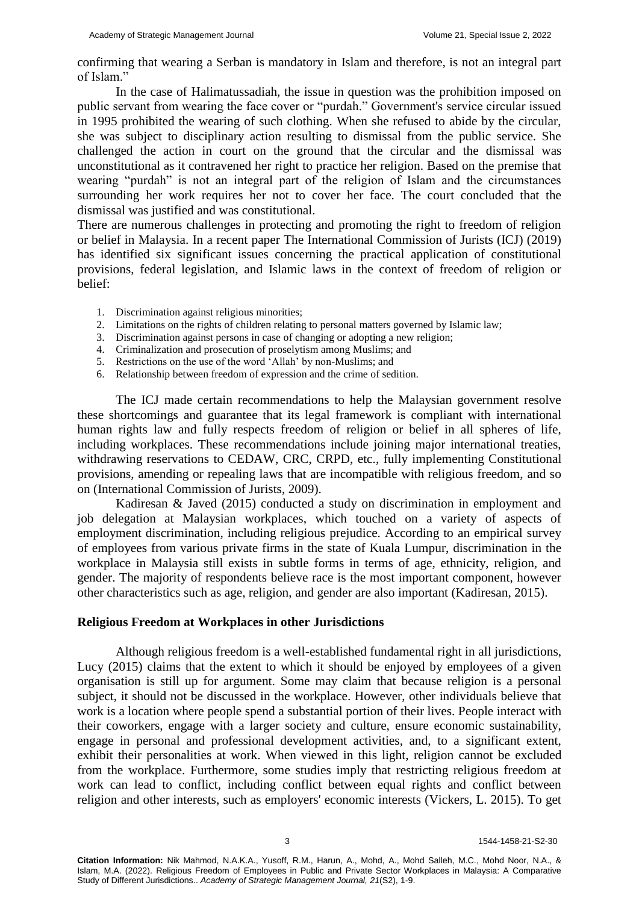confirming that wearing a Serban is mandatory in Islam and therefore, is not an integral part of Islam."

In the case of Halimatussadiah, the issue in question was the prohibition imposed on public servant from wearing the face cover or "purdah." Government's service circular issued in 1995 prohibited the wearing of such clothing. When she refused to abide by the circular, she was subject to disciplinary action resulting to dismissal from the public service. She challenged the action in court on the ground that the circular and the dismissal was unconstitutional as it contravened her right to practice her religion. Based on the premise that wearing "purdah" is not an integral part of the religion of Islam and the circumstances surrounding her work requires her not to cover her face. The court concluded that the dismissal was justified and was constitutional.

There are numerous challenges in protecting and promoting the right to freedom of religion or belief in Malaysia. In a recent paper The International Commission of Jurists (ICJ) (2019) has identified six significant issues concerning the practical application of constitutional provisions, federal legislation, and Islamic laws in the context of freedom of religion or belief:

1. Discrimination against religious minorities;
2. Limitations on the rights of children relating to personal matters governed by Islamic law;
3. Discrimination against persons in case of changing or adopting a new religion;
4. Criminalization and prosecution of proselytism among Muslims; and
5. Restrictions on the use of the word 'Allah' by non-Muslims; and
6. Relationship between freedom of expression and the crime of sedition.

The ICJ made certain recommendations to help the Malaysian government resolve these shortcomings and guarantee that its legal framework is compliant with international human rights law and fully respects freedom of religion or belief in all spheres of life, including workplaces. These recommendations include joining major international treaties, withdrawing reservations to CEDAW, CRC, CRPD, etc., fully implementing Constitutional provisions, amending or repealing laws that are incompatible with religious freedom, and so on (International Commission of Jurists, 2009).

Kadiresan & Javed (2015) conducted a study on discrimination in employment and job delegation at Malaysian workplaces, which touched on a variety of aspects of employment discrimination, including religious prejudice. According to an empirical survey of employees from various private firms in the state of Kuala Lumpur, discrimination in the workplace in Malaysia still exists in subtle forms in terms of age, ethnicity, religion, and gender. The majority of respondents believe race is the most important component, however other characteristics such as age, religion, and gender are also important (Kadiresan, 2015).

## Religious Freedom at Workplaces in other Jurisdictions

Although religious freedom is a well-established fundamental right in all jurisdictions, Lucy (2015) claims that the extent to which it should be enjoyed by employees of a given organisation is still up for argument. Some may claim that because religion is a personal subject, it should not be discussed in the workplace. However, other individuals believe that work is a location where people spend a substantial portion of their lives. People interact with their coworkers, engage with a larger society and culture, ensure economic sustainability, engage in personal and professional development activities, and, to a significant extent, exhibit their personalities at work. When viewed in this light, religion cannot be excluded from the workplace. Furthermore, some studies imply that restricting religious freedom at work can lead to conflict, including conflict between equal rights and conflict between religion and other interests, such as employers' economic interests (Vickers, L. 2015). To get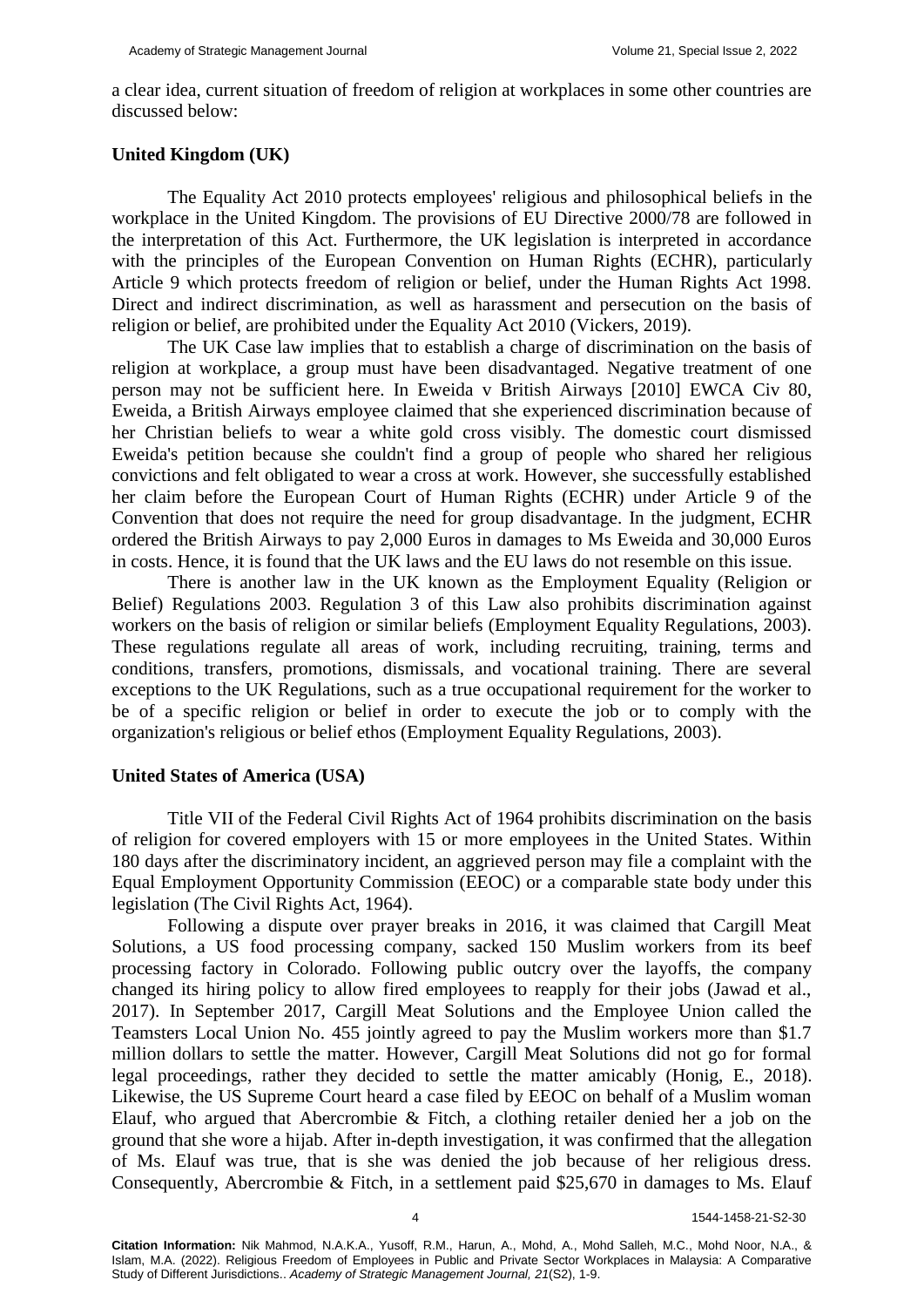a clear idea, current situation of freedom of religion at workplaces in some other countries are discussed below:

**United Kingdom (UK)**

The Equality Act 2010 protects employees' religious and philosophical beliefs in the workplace in the United Kingdom. The provisions of EU Directive 2000/78 are followed in the interpretation of this Act. Furthermore, the UK legislation is interpreted in accordance with the principles of the European Convention on Human Rights (ECHR), particularly Article 9 which protects freedom of religion or belief, under the Human Rights Act 1998. Direct and indirect discrimination, as well as harassment and persecution on the basis of religion or belief, are prohibited under the Equality Act 2010 (Vickers, 2019).

The UK Case law implies that to establish a charge of discrimination on the basis of religion at workplace, a group must have been disadvantaged. Negative treatment of one person may not be sufficient here. In Eweida v British Airways [2010] EWCA Civ 80, Eweida, a British Airways employee claimed that she experienced discrimination because of her Christian beliefs to wear a white gold cross visibly. The domestic court dismissed Eweida's petition because she couldn't find a group of people who shared her religious convictions and felt obligated to wear a cross at work. However, she successfully established her claim before the European Court of Human Rights (ECHR) under Article 9 of the Convention that does not require the need for group disadvantage. In the judgment, ECHR ordered the British Airways to pay 2,000 Euros in damages to Ms Eweida and 30,000 Euros in costs. Hence, it is found that the UK laws and the EU laws do not resemble on this issue.

There is another law in the UK known as the Employment Equality (Religion or Belief) Regulations 2003. Regulation 3 of this Law also prohibits discrimination against workers on the basis of religion or similar beliefs (Employment Equality Regulations, 2003). These regulations regulate all areas of work, including recruiting, training, terms and conditions, transfers, promotions, dismissals, and vocational training. There are several exceptions to the UK Regulations, such as a true occupational requirement for the worker to be of a specific religion or belief in order to execute the job or to comply with the organization's religious or belief ethos (Employment Equality Regulations, 2003).

**United States of America (USA)**

Title VII of the Federal Civil Rights Act of 1964 prohibits discrimination on the basis of religion for covered employers with 15 or more employees in the United States. Within 180 days after the discriminatory incident, an aggrieved person may file a complaint with the Equal Employment Opportunity Commission (EEOC) or a comparable state body under this legislation (The Civil Rights Act, 1964).

Following a dispute over prayer breaks in 2016, it was claimed that Cargill Meat Solutions, a US food processing company, sacked 150 Muslim workers from its beef processing factory in Colorado. Following public outcry over the layoffs, the company changed its hiring policy to allow fired employees to reapply for their jobs (Jawad et al., 2017). In September 2017, Cargill Meat Solutions and the Employee Union called the Teamsters Local Union No. 455 jointly agreed to pay the Muslim workers more than $1.7 million dollars to settle the matter. However, Cargill Meat Solutions did not go for formal legal proceedings, rather they decided to settle the matter amicably (Honig, E., 2018). Likewise, the US Supreme Court heard a case filed by EEOC on behalf of a Muslim woman Elauf, who argued that Abercrombie & Fitch, a clothing retailer denied her a job on the ground that she wore a hijab. After in-depth investigation, it was confirmed that the allegation of Ms. Elauf was true, that is she was denied the job because of her religious dress. Consequently, Abercrombie & Fitch, in a settlement paid $25,670 in damages to Ms. Elauf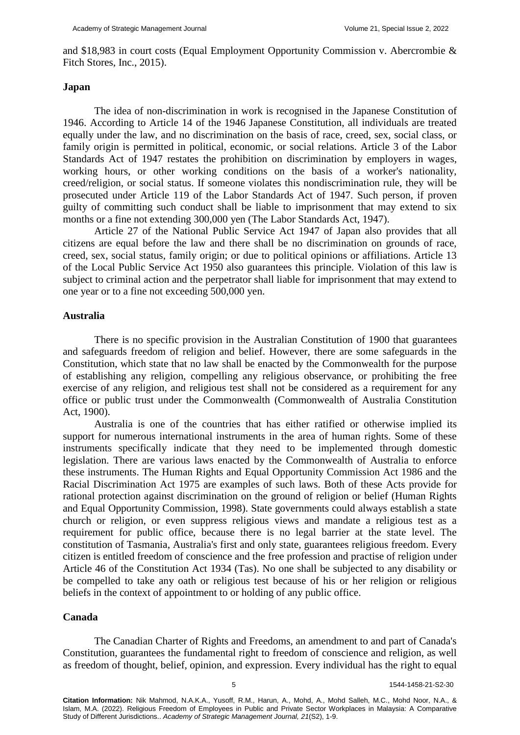and $18,983 in court costs (Equal Employment Opportunity Commission v. Abercrombie & Fitch Stores, Inc., 2015).

### Japan

The idea of non-discrimination in work is recognised in the Japanese Constitution of 1946. According to Article 14 of the 1946 Japanese Constitution, all individuals are treated equally under the law, and no discrimination on the basis of race, creed, sex, social class, or family origin is permitted in political, economic, or social relations. Article 3 of the Labor Standards Act of 1947 restates the prohibition on discrimination by employers in wages, working hours, or other working conditions on the basis of a worker's nationality, creed/religion, or social status. If someone violates this nondiscrimination rule, they will be prosecuted under Article 119 of the Labor Standards Act of 1947. Such person, if proven guilty of committing such conduct shall be liable to imprisonment that may extend to six months or a fine not extending 300,000 yen (The Labor Standards Act, 1947).

Article 27 of the National Public Service Act 1947 of Japan also provides that all citizens are equal before the law and there shall be no discrimination on grounds of race, creed, sex, social status, family origin; or due to political opinions or affiliations. Article 13 of the Local Public Service Act 1950 also guarantees this principle. Violation of this law is subject to criminal action and the perpetrator shall liable for imprisonment that may extend to one year or to a fine not exceeding 500,000 yen.

### Australia

There is no specific provision in the Australian Constitution of 1900 that guarantees and safeguards freedom of religion and belief. However, there are some safeguards in the Constitution, which state that no law shall be enacted by the Commonwealth for the purpose of establishing any religion, compelling any religious observance, or prohibiting the free exercise of any religion, and religious test shall not be considered as a requirement for any office or public trust under the Commonwealth (Commonwealth of Australia Constitution Act, 1900).

Australia is one of the countries that has either ratified or otherwise implied its support for numerous international instruments in the area of human rights. Some of these instruments specifically indicate that they need to be implemented through domestic legislation. There are various laws enacted by the Commonwealth of Australia to enforce these instruments. The Human Rights and Equal Opportunity Commission Act 1986 and the Racial Discrimination Act 1975 are examples of such laws. Both of these Acts provide for rational protection against discrimination on the ground of religion or belief (Human Rights and Equal Opportunity Commission, 1998). State governments could always establish a state church or religion, or even suppress religious views and mandate a religious test as a requirement for public office, because there is no legal barrier at the state level. The constitution of Tasmania, Australia's first and only state, guarantees religious freedom. Every citizen is entitled freedom of conscience and the free profession and practise of religion under Article 46 of the Constitution Act 1934 (Tas). No one shall be subjected to any disability or be compelled to take any oath or religious test because of his or her religion or religious beliefs in the context of appointment to or holding of any public office.

### Canada

The Canadian Charter of Rights and Freedoms, an amendment to and part of Canada's Constitution, guarantees the fundamental right to freedom of conscience and religion, as well as freedom of thought, belief, opinion, and expression. Every individual has the right to equal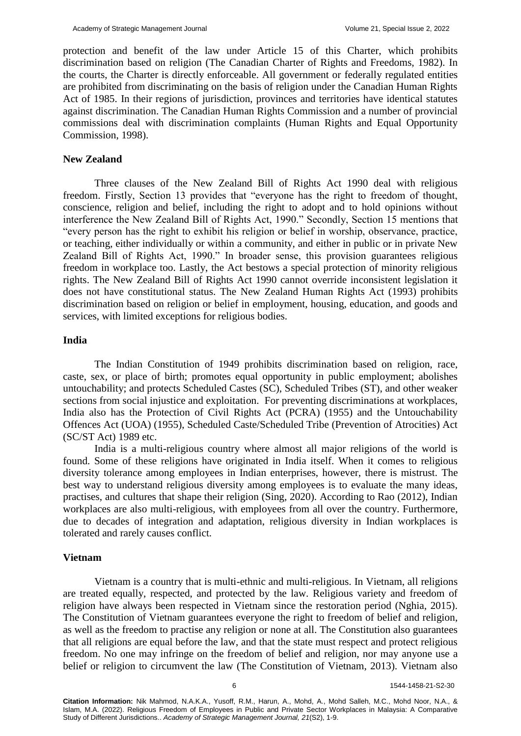protection and benefit of the law under Article 15 of this Charter, which prohibits discrimination based on religion (The Canadian Charter of Rights and Freedoms, 1982). In the courts, the Charter is directly enforceable. All government or federally regulated entities are prohibited from discriminating on the basis of religion under the Canadian Human Rights Act of 1985. In their regions of jurisdiction, provinces and territories have identical statutes against discrimination. The Canadian Human Rights Commission and a number of provincial commissions deal with discrimination complaints (Human Rights and Equal Opportunity Commission, 1998).

## New Zealand

Three clauses of the New Zealand Bill of Rights Act 1990 deal with religious freedom. Firstly, Section 13 provides that "everyone has the right to freedom of thought, conscience, religion and belief, including the right to adopt and to hold opinions without interference the New Zealand Bill of Rights Act, 1990." Secondly, Section 15 mentions that "every person has the right to exhibit his religion or belief in worship, observance, practice, or teaching, either individually or within a community, and either in public or in private New Zealand Bill of Rights Act, 1990." In broader sense, this provision guarantees religious freedom in workplace too. Lastly, the Act bestows a special protection of minority religious rights. The New Zealand Bill of Rights Act 1990 cannot override inconsistent legislation it does not have constitutional status. The New Zealand Human Rights Act (1993) prohibits discrimination based on religion or belief in employment, housing, education, and goods and services, with limited exceptions for religious bodies.

## India

The Indian Constitution of 1949 prohibits discrimination based on religion, race, caste, sex, or place of birth; promotes equal opportunity in public employment; abolishes untouchability; and protects Scheduled Castes (SC), Scheduled Tribes (ST), and other weaker sections from social injustice and exploitation. For preventing discriminations at workplaces, India also has the Protection of Civil Rights Act (PCRA) (1955) and the Untouchability Offences Act (UOA) (1955), Scheduled Caste/Scheduled Tribe (Prevention of Atrocities) Act (SC/ST Act) 1989 etc.

India is a multi-religious country where almost all major religions of the world is found. Some of these religions have originated in India itself. When it comes to religious diversity tolerance among employees in Indian enterprises, however, there is mistrust. The best way to understand religious diversity among employees is to evaluate the many ideas, practises, and cultures that shape their religion (Sing, 2020). According to Rao (2012), Indian workplaces are also multi-religious, with employees from all over the country. Furthermore, due to decades of integration and adaptation, religious diversity in Indian workplaces is tolerated and rarely causes conflict.

## Vietnam

Vietnam is a country that is multi-ethnic and multi-religious. In Vietnam, all religions are treated equally, respected, and protected by the law. Religious variety and freedom of religion have always been respected in Vietnam since the restoration period (Nghia, 2015). The Constitution of Vietnam guarantees everyone the right to freedom of belief and religion, as well as the freedom to practise any religion or none at all. The Constitution also guarantees that all religions are equal before the law, and that the state must respect and protect religious freedom. No one may infringe on the freedom of belief and religion, nor may anyone use a belief or religion to circumvent the law (The Constitution of Vietnam, 2013). Vietnam also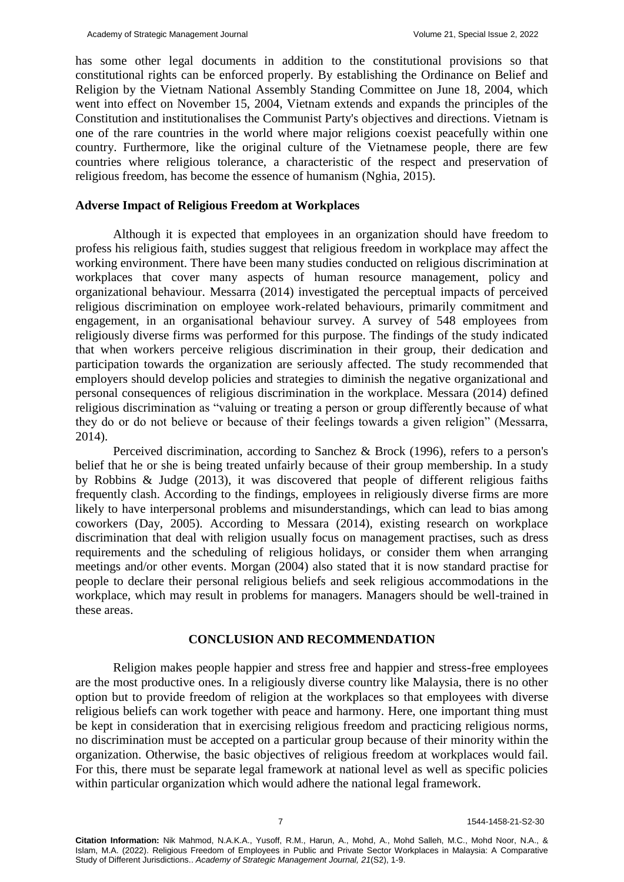has some other legal documents in addition to the constitutional provisions so that constitutional rights can be enforced properly. By establishing the Ordinance on Belief and Religion by the Vietnam National Assembly Standing Committee on June 18, 2004, which went into effect on November 15, 2004, Vietnam extends and expands the principles of the Constitution and institutionalises the Communist Party's objectives and directions. Vietnam is one of the rare countries in the world where major religions coexist peacefully within one country. Furthermore, like the original culture of the Vietnamese people, there are few countries where religious tolerance, a characteristic of the respect and preservation of religious freedom, has become the essence of humanism (Nghia, 2015).

### Adverse Impact of Religious Freedom at Workplaces

Although it is expected that employees in an organization should have freedom to profess his religious faith, studies suggest that religious freedom in workplace may affect the working environment. There have been many studies conducted on religious discrimination at workplaces that cover many aspects of human resource management, policy and organizational behaviour. Messarra (2014) investigated the perceptual impacts of perceived religious discrimination on employee work-related behaviours, primarily commitment and engagement, in an organisational behaviour survey. A survey of 548 employees from religiously diverse firms was performed for this purpose. The findings of the study indicated that when workers perceive religious discrimination in their group, their dedication and participation towards the organization are seriously affected. The study recommended that employers should develop policies and strategies to diminish the negative organizational and personal consequences of religious discrimination in the workplace. Messara (2014) defined religious discrimination as "valuing or treating a person or group differently because of what they do or do not believe or because of their feelings towards a given religion" (Messarra, 2014).

Perceived discrimination, according to Sanchez & Brock (1996), refers to a person's belief that he or she is being treated unfairly because of their group membership. In a study by Robbins & Judge (2013), it was discovered that people of different religious faiths frequently clash. According to the findings, employees in religiously diverse firms are more likely to have interpersonal problems and misunderstandings, which can lead to bias among coworkers (Day, 2005). According to Messara (2014), existing research on workplace discrimination that deal with religion usually focus on management practises, such as dress requirements and the scheduling of religious holidays, or consider them when arranging meetings and/or other events. Morgan (2004) also stated that it is now standard practise for people to declare their personal religious beliefs and seek religious accommodations in the workplace, which may result in problems for managers. Managers should be well-trained in these areas.

## CONCLUSION AND RECOMMENDATION

Religion makes people happier and stress free and happier and stress-free employees are the most productive ones. In a religiously diverse country like Malaysia, there is no other option but to provide freedom of religion at the workplaces so that employees with diverse religious beliefs can work together with peace and harmony. Here, one important thing must be kept in consideration that in exercising religious freedom and practicing religious norms, no discrimination must be accepted on a particular group because of their minority within the organization. Otherwise, the basic objectives of religious freedom at workplaces would fail. For this, there must be separate legal framework at national level as well as specific policies within particular organization which would adhere the national legal framework.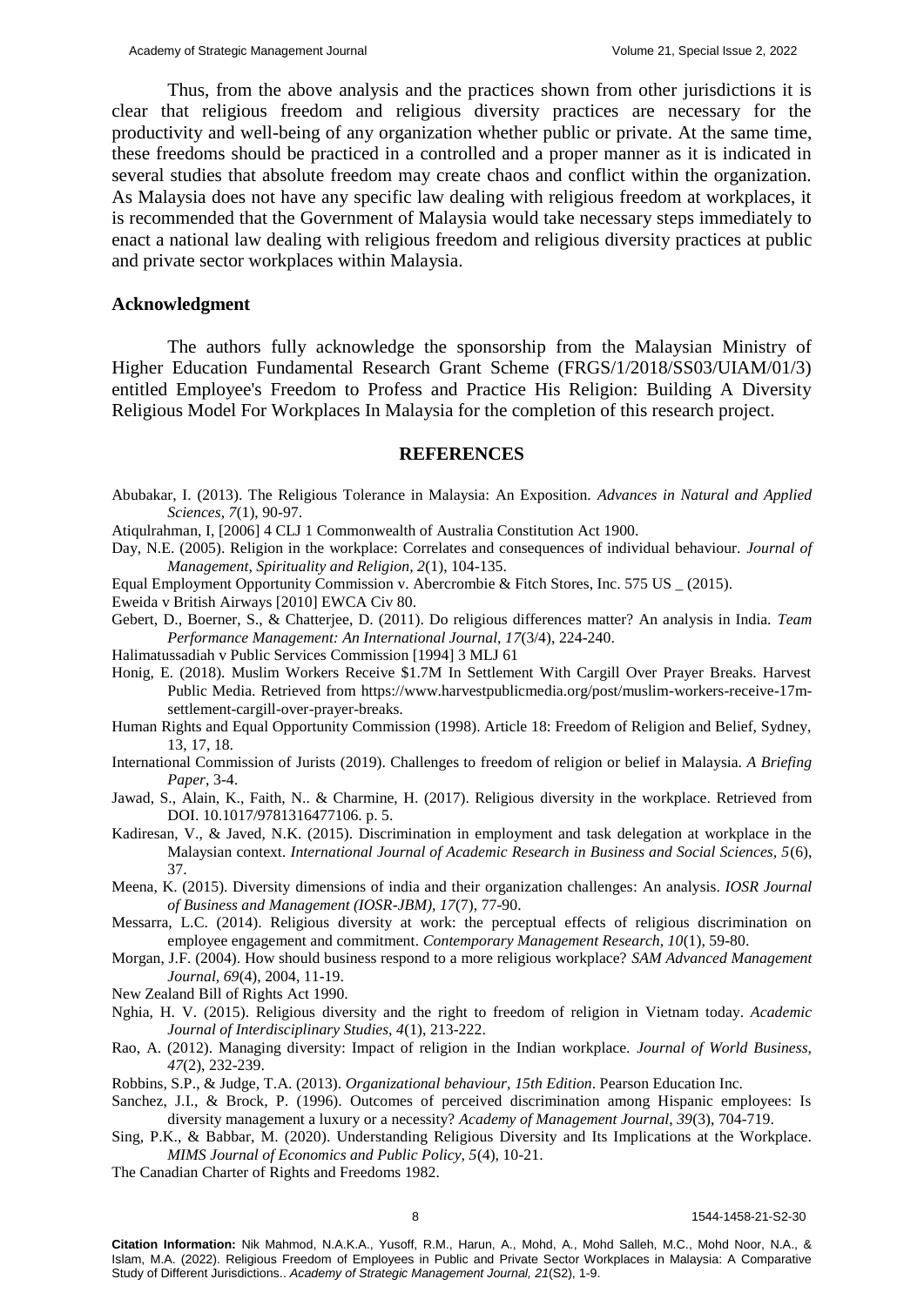Thus, from the above analysis and the practices shown from other jurisdictions it is clear that religious freedom and religious diversity practices are necessary for the productivity and well-being of any organization whether public or private. At the same time, these freedoms should be practiced in a controlled and a proper manner as it is indicated in several studies that absolute freedom may create chaos and conflict within the organization. As Malaysia does not have any specific law dealing with religious freedom at workplaces, it is recommended that the Government of Malaysia would take necessary steps immediately to enact a national law dealing with religious freedom and religious diversity practices at public and private sector workplaces within Malaysia.

## Acknowledgment

The authors fully acknowledge the sponsorship from the Malaysian Ministry of Higher Education Fundamental Research Grant Scheme (FRGS/1/2018/SS03/UIAM/01/3) entitled Employee's Freedom to Profess and Practice His Religion: Building A Diversity Religious Model For Workplaces In Malaysia for the completion of this research project.

## REFERENCES

Abubakar, I. (2013). The Religious Tolerance in Malaysia: An Exposition. *Advances in Natural and Applied Sciences, 7*(1), 90-97.

Atiqulrahman, I, [2006] 4 CLJ 1 Commonwealth of Australia Constitution Act 1900.

Day, N.E. (2005). Religion in the workplace: Correlates and consequences of individual behaviour. *Journal of Management, Spirituality and Religion, 2*(1), 104-135.

Equal Employment Opportunity Commission v. Abercrombie & Fitch Stores, Inc. 575 US _ (2015).

Eweida v British Airways [2010] EWCA Civ 80.

Gebert, D., Boerner, S., & Chatterjee, D. (2011). Do religious differences matter? An analysis in India. *Team Performance Management: An International Journal, 17*(3/4), 224-240.

Halimatussadiah v Public Services Commission [1994] 3 MLJ 61

Honig, E. (2018). Muslim Workers Receive $1.7M In Settlement With Cargill Over Prayer Breaks. Harvest Public Media. Retrieved from https://www.harvestpublicmedia.org/post/muslim-workers-receive-17m-settlement-cargill-over-prayer-breaks.

Human Rights and Equal Opportunity Commission (1998). Article 18: Freedom of Religion and Belief, Sydney, 13, 17, 18.

International Commission of Jurists (2019). Challenges to freedom of religion or belief in Malaysia. *A Briefing Paper*, 3-4.

Jawad, S., Alain, K., Faith, N.. & Charmine, H. (2017). Religious diversity in the workplace. Retrieved from DOI. 10.1017/9781316477106. p. 5.

Kadiresan, V., & Javed, N.K. (2015). Discrimination in employment and task delegation at workplace in the Malaysian context. *International Journal of Academic Research in Business and Social Sciences, 5*(6), 37.

Meena, K. (2015). Diversity dimensions of india and their organization challenges: An analysis. *IOSR Journal of Business and Management (IOSR-JBM), 17*(7), 77-90.

Messarra, L.C. (2014). Religious diversity at work: the perceptual effects of religious discrimination on employee engagement and commitment. *Contemporary Management Research, 10*(1), 59-80.

Morgan, J.F. (2004). How should business respond to a more religious workplace? *SAM Advanced Management Journal, 69*(4), 2004, 11-19.

New Zealand Bill of Rights Act 1990.

Nghia, H. V. (2015). Religious diversity and the right to freedom of religion in Vietnam today. *Academic Journal of Interdisciplinary Studies, 4*(1), 213-222.

Rao, A. (2012). Managing diversity: Impact of religion in the Indian workplace. *Journal of World Business, 47*(2), 232-239.

Robbins, S.P., & Judge, T.A. (2013). *Organizational behaviour, 15th Edition*. Pearson Education Inc.

Sanchez, J.I., & Brock, P. (1996). Outcomes of perceived discrimination among Hispanic employees: Is diversity management a luxury or a necessity? *Academy of Management Journal, 39*(3), 704-719.

Sing, P.K., & Babbar, M. (2020). Understanding Religious Diversity and Its Implications at the Workplace. *MIMS Journal of Economics and Public Policy, 5*(4), 10-21.

The Canadian Charter of Rights and Freedoms 1982.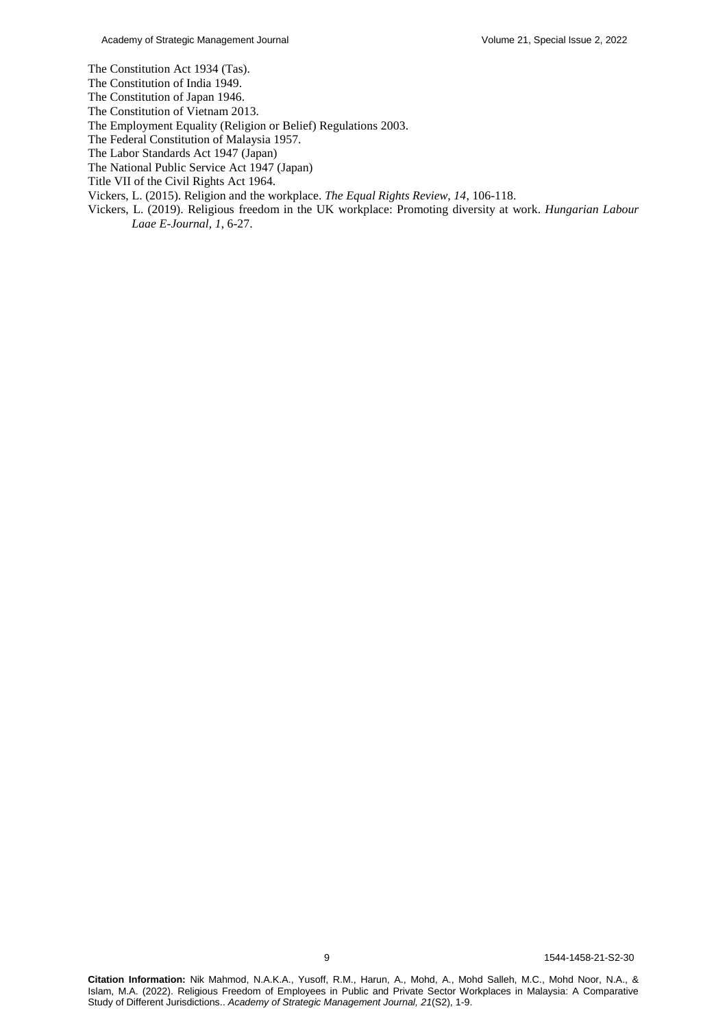The Constitution Act 1934 (Tas).

The Constitution of India 1949.

The Constitution of Japan 1946.

The Constitution of Vietnam 2013.

The Employment Equality (Religion or Belief) Regulations 2003.

The Federal Constitution of Malaysia 1957.

The Labor Standards Act 1947 (Japan)

The National Public Service Act 1947 (Japan)

Title VII of the Civil Rights Act 1964.

Vickers, L. (2015). Religion and the workplace. *The Equal Rights Review, 14*, 106-118.

Vickers, L. (2019). Religious freedom in the UK workplace: Promoting diversity at work. *Hungarian Labour Laae E-Journal, 1*, 6-27.

**Citation Information:** Nik Mahmod, N.A.K.A., Yusoff, R.M., Harun, A., Mohd, A., Mohd Salleh, M.C., Mohd Noor, N.A., & Islam, M.A. (2022). Religious Freedom of Employees in Public and Private Sector Workplaces in Malaysia: A Comparative Study of Different Jurisdictions.. *Academy of Strategic Management Journal, 21*(S2), 1-9.